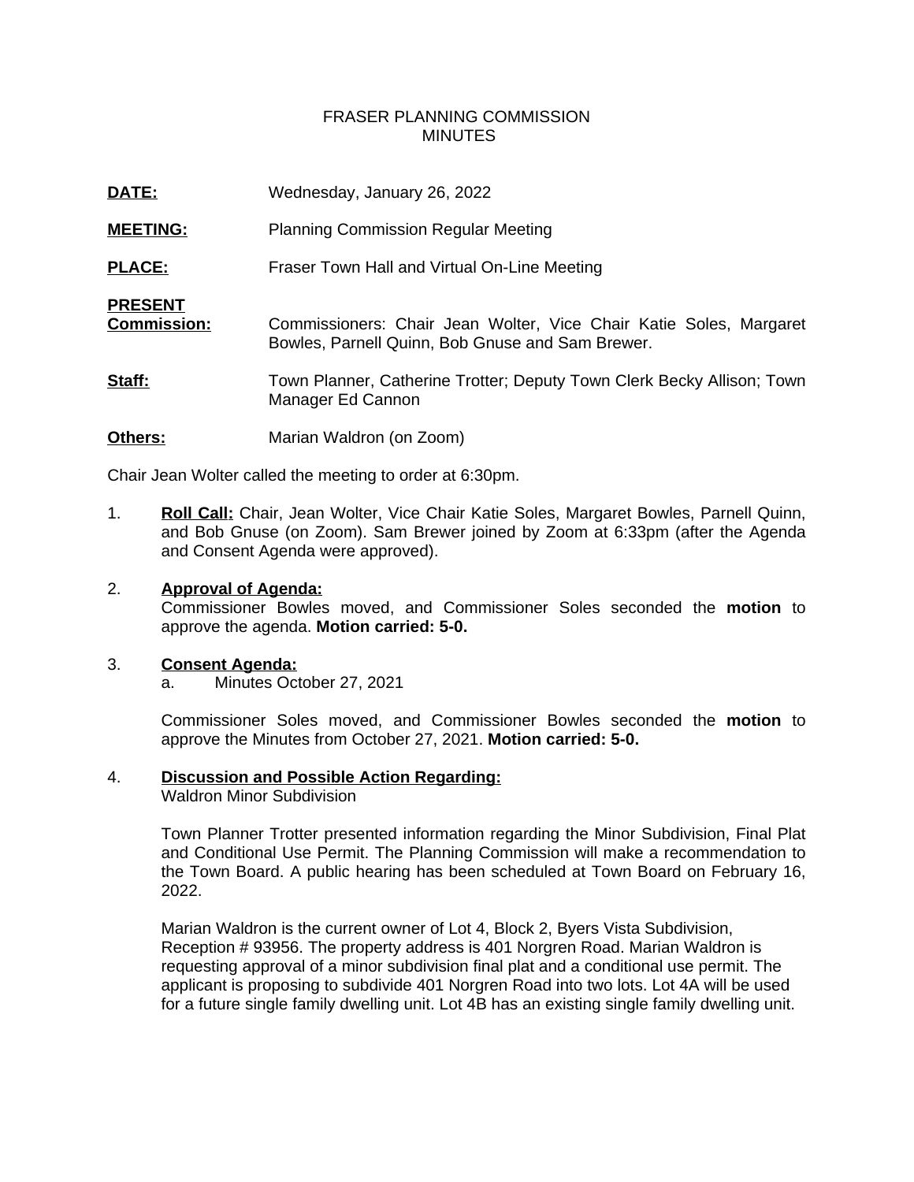# FRASER PLANNING COMMISSION
# MINUTES

**DATE:** Wednesday, January 26, 2022

**MEETING:** Planning Commission Regular Meeting

**PLACE:** Fraser Town Hall and Virtual On-Line Meeting

**PRESENT**
**Commission:** Commissioners: Chair Jean Wolter, Vice Chair Katie Soles, Margaret Bowles, Parnell Quinn, Bob Gnuse and Sam Brewer.

**Staff:** Town Planner, Catherine Trotter; Deputy Town Clerk Becky Allison; Town Manager Ed Cannon

**Others:** Marian Waldron (on Zoom)

Chair Jean Wolter called the meeting to order at 6:30pm.

1. **Roll Call:** Chair, Jean Wolter, Vice Chair Katie Soles, Margaret Bowles, Parnell Quinn, and Bob Gnuse (on Zoom). Sam Brewer joined by Zoom at 6:33pm (after the Agenda and Consent Agenda were approved).

2. **Approval of Agenda:**
   Commissioner Bowles moved, and Commissioner Soles seconded the **motion** to approve the agenda. **Motion carried: 5-0.**

3. **Consent Agenda:**
   a. Minutes October 27, 2021

   Commissioner Soles moved, and Commissioner Bowles seconded the **motion** to approve the Minutes from October 27, 2021. **Motion carried: 5-0.**

4. **Discussion and Possible Action Regarding:**
   Waldron Minor Subdivision

   Town Planner Trotter presented information regarding the Minor Subdivision, Final Plat and Conditional Use Permit. The Planning Commission will make a recommendation to the Town Board. A public hearing has been scheduled at Town Board on February 16, 2022.

   Marian Waldron is the current owner of Lot 4, Block 2, Byers Vista Subdivision, Reception # 93956. The property address is 401 Norgren Road. Marian Waldron is requesting approval of a minor subdivision final plat and a conditional use permit. The applicant is proposing to subdivide 401 Norgren Road into two lots. Lot 4A will be used for a future single family dwelling unit. Lot 4B has an existing single family dwelling unit.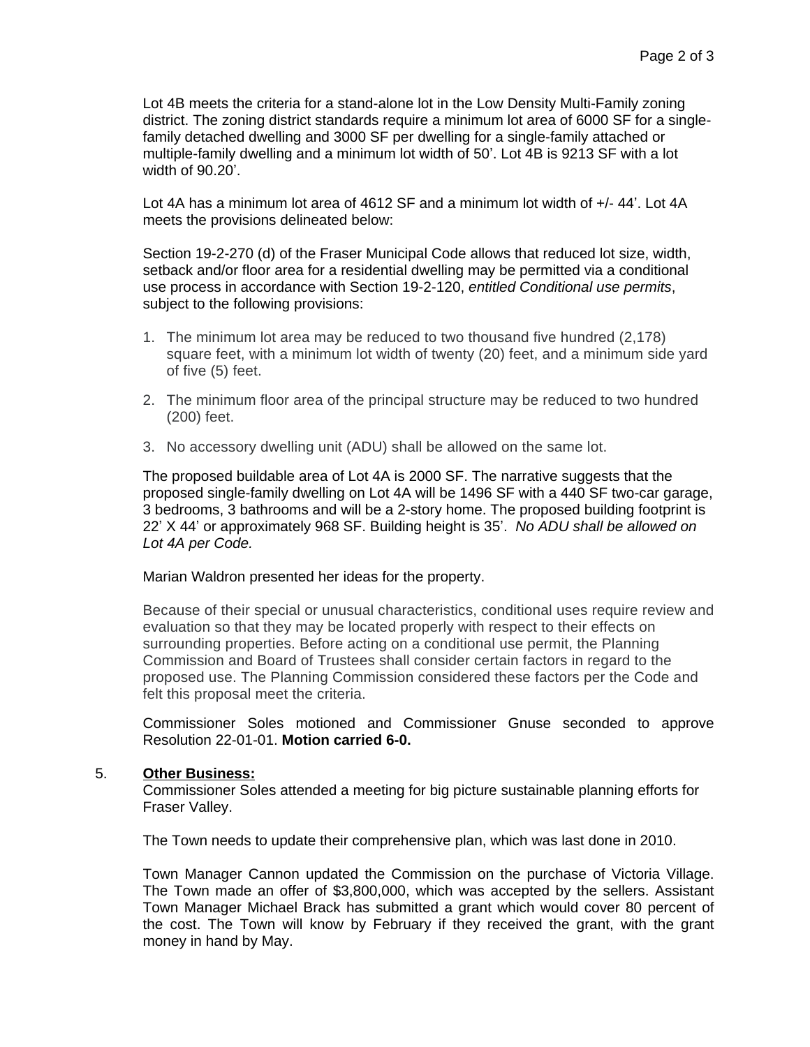Lot 4B meets the criteria for a stand-alone lot in the Low Density Multi-Family zoning district. The zoning district standards require a minimum lot area of 6000 SF for a single-family detached dwelling and 3000 SF per dwelling for a single-family attached or multiple-family dwelling and a minimum lot width of 50'. Lot 4B is 9213 SF with a lot width of 90.20'.

Lot 4A has a minimum lot area of 4612 SF and a minimum lot width of +/- 44'. Lot 4A meets the provisions delineated below:

Section 19-2-270 (d) of the Fraser Municipal Code allows that reduced lot size, width, setback and/or floor area for a residential dwelling may be permitted via a conditional use process in accordance with Section 19-2-120, *entitled Conditional use permits*, subject to the following provisions:

1. The minimum lot area may be reduced to two thousand five hundred (2,178) square feet, with a minimum lot width of twenty (20) feet, and a minimum side yard of five (5) feet.
2. The minimum floor area of the principal structure may be reduced to two hundred (200) feet.
3. No accessory dwelling unit (ADU) shall be allowed on the same lot.

The proposed buildable area of Lot 4A is 2000 SF. The narrative suggests that the proposed single-family dwelling on Lot 4A will be 1496 SF with a 440 SF two-car garage, 3 bedrooms, 3 bathrooms and will be a 2-story home. The proposed building footprint is 22' X 44' or approximately 968 SF. Building height is 35'. *No ADU shall be allowed on Lot 4A per Code.*

Marian Waldron presented her ideas for the property.

Because of their special or unusual characteristics, conditional uses require review and evaluation so that they may be located properly with respect to their effects on surrounding properties. Before acting on a conditional use permit, the Planning Commission and Board of Trustees shall consider certain factors in regard to the proposed use. The Planning Commission considered these factors per the Code and felt this proposal meet the criteria.

Commissioner Soles motioned and Commissioner Gnuse seconded to approve Resolution 22-01-01. **Motion carried 6-0.**

5. **Other Business:**

Commissioner Soles attended a meeting for big picture sustainable planning efforts for Fraser Valley.

The Town needs to update their comprehensive plan, which was last done in 2010.

Town Manager Cannon updated the Commission on the purchase of Victoria Village. The Town made an offer of $3,800,000, which was accepted by the sellers. Assistant Town Manager Michael Brack has submitted a grant which would cover 80 percent of the cost. The Town will know by February if they received the grant, with the grant money in hand by May.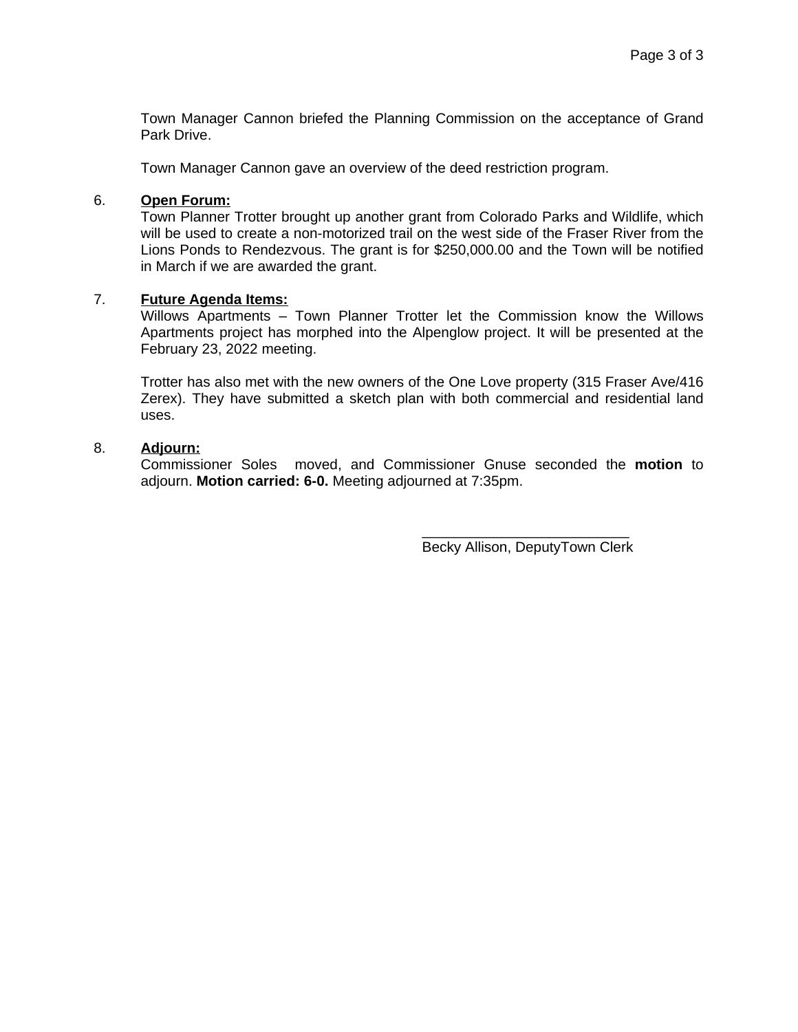Town Manager Cannon briefed the Planning Commission on the acceptance of Grand Park Drive.

Town Manager Cannon gave an overview of the deed restriction program.

6. **Open Forum:**
   Town Planner Trotter brought up another grant from Colorado Parks and Wildlife, which will be used to create a non-motorized trail on the west side of the Fraser River from the Lions Ponds to Rendezvous. The grant is for $250,000.00 and the Town will be notified in March if we are awarded the grant.

7. **Future Agenda Items:**
   Willows Apartments – Town Planner Trotter let the Commission know the Willows Apartments project has morphed into the Alpenglow project. It will be presented at the February 23, 2022 meeting.

   Trotter has also met with the new owners of the One Love property (315 Fraser Ave/416 Zerex). They have submitted a sketch plan with both commercial and residential land uses.

8. **Adjourn:**
   Commissioner Soles moved, and Commissioner Gnuse seconded the **motion** to adjourn. **Motion carried: 6-0.** Meeting adjourned at 7:35pm.

\_\_\_\_\_\_\_\_\_\_\_\_\_\_\_\_\_\_\_\_\_\_\_\_\_\_
Becky Allison, DeputyTown Clerk